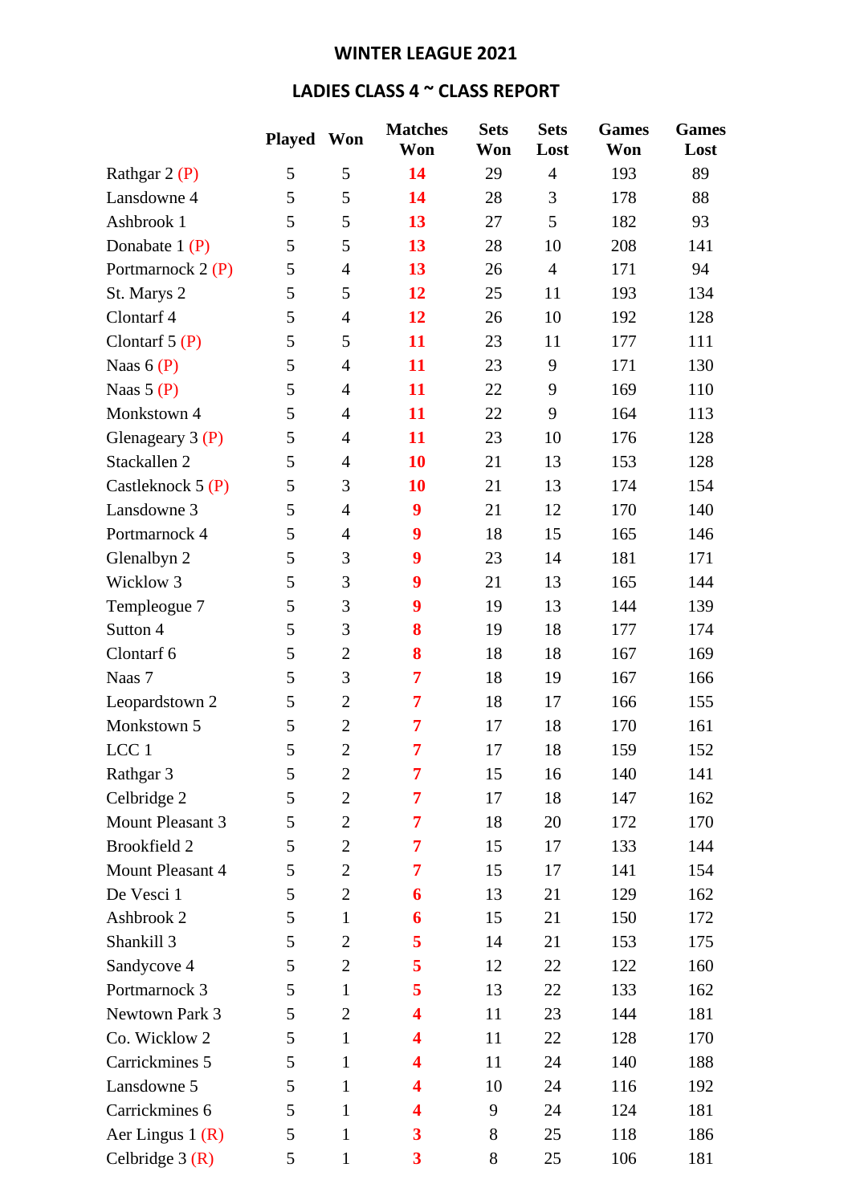# WINTER LEAGUE 2021

## LADIES CLASS 4 ~ CLASS REPORT

| | Played | Won | Matches Won | Sets Won | Sets Lost | Games Won | Games Lost |
|---|---|---|---|---|---|---|---|
| Rathgar 2 (P) | 5 | 5 | **14** | 29 | 4 | 193 | 89 |
| Lansdowne 4 | 5 | 5 | **14** | 28 | 3 | 178 | 88 |
| Ashbrook 1 | 5 | 5 | **13** | 27 | 5 | 182 | 93 |
| Donabate 1 (P) | 5 | 5 | **13** | 28 | 10 | 208 | 141 |
| Portmarnock 2 (P) | 5 | 4 | **13** | 26 | 4 | 171 | 94 |
| St. Marys 2 | 5 | 5 | **12** | 25 | 11 | 193 | 134 |
| Clontarf 4 | 5 | 4 | **12** | 26 | 10 | 192 | 128 |
| Clontarf 5 (P) | 5 | 5 | **11** | 23 | 11 | 177 | 111 |
| Naas 6 (P) | 5 | 4 | **11** | 23 | 9 | 171 | 130 |
| Naas 5 (P) | 5 | 4 | **11** | 22 | 9 | 169 | 110 |
| Monkstown 4 | 5 | 4 | **11** | 22 | 9 | 164 | 113 |
| Glenageary 3 (P) | 5 | 4 | **11** | 23 | 10 | 176 | 128 |
| Stackallen 2 | 5 | 4 | **10** | 21 | 13 | 153 | 128 |
| Castleknock 5 (P) | 5 | 3 | **10** | 21 | 13 | 174 | 154 |
| Lansdowne 3 | 5 | 4 | **9** | 21 | 12 | 170 | 140 |
| Portmarnock 4 | 5 | 4 | **9** | 18 | 15 | 165 | 146 |
| Glenalbyn 2 | 5 | 3 | **9** | 23 | 14 | 181 | 171 |
| Wicklow 3 | 5 | 3 | **9** | 21 | 13 | 165 | 144 |
| Templeogue 7 | 5 | 3 | **9** | 19 | 13 | 144 | 139 |
| Sutton 4 | 5 | 3 | **8** | 19 | 18 | 177 | 174 |
| Clontarf 6 | 5 | 2 | **8** | 18 | 18 | 167 | 169 |
| Naas 7 | 5 | 3 | **7** | 18 | 19 | 167 | 166 |
| Leopardstown 2 | 5 | 2 | **7** | 18 | 17 | 166 | 155 |
| Monkstown 5 | 5 | 2 | **7** | 17 | 18 | 170 | 161 |
| LCC 1 | 5 | 2 | **7** | 17 | 18 | 159 | 152 |
| Rathgar 3 | 5 | 2 | **7** | 15 | 16 | 140 | 141 |
| Celbridge 2 | 5 | 2 | **7** | 17 | 18 | 147 | 162 |
| Mount Pleasant 3 | 5 | 2 | **7** | 18 | 20 | 172 | 170 |
| Brookfield 2 | 5 | 2 | **7** | 15 | 17 | 133 | 144 |
| Mount Pleasant 4 | 5 | 2 | **7** | 15 | 17 | 141 | 154 |
| De Vesci 1 | 5 | 2 | **6** | 13 | 21 | 129 | 162 |
| Ashbrook 2 | 5 | 1 | **6** | 15 | 21 | 150 | 172 |
| Shankill 3 | 5 | 2 | **5** | 14 | 21 | 153 | 175 |
| Sandycove 4 | 5 | 2 | **5** | 12 | 22 | 122 | 160 |
| Portmarnock 3 | 5 | 1 | **5** | 13 | 22 | 133 | 162 |
| Newtown Park 3 | 5 | 2 | **4** | 11 | 23 | 144 | 181 |
| Co. Wicklow 2 | 5 | 1 | **4** | 11 | 22 | 128 | 170 |
| Carrickmines 5 | 5 | 1 | **4** | 11 | 24 | 140 | 188 |
| Lansdowne 5 | 5 | 1 | **4** | 10 | 24 | 116 | 192 |
| Carrickmines 6 | 5 | 1 | **4** | 9 | 24 | 124 | 181 |
| Aer Lingus 1 (R) | 5 | 1 | **3** | 8 | 25 | 118 | 186 |
| Celbridge 3 (R) | 5 | 1 | **3** | 8 | 25 | 106 | 181 |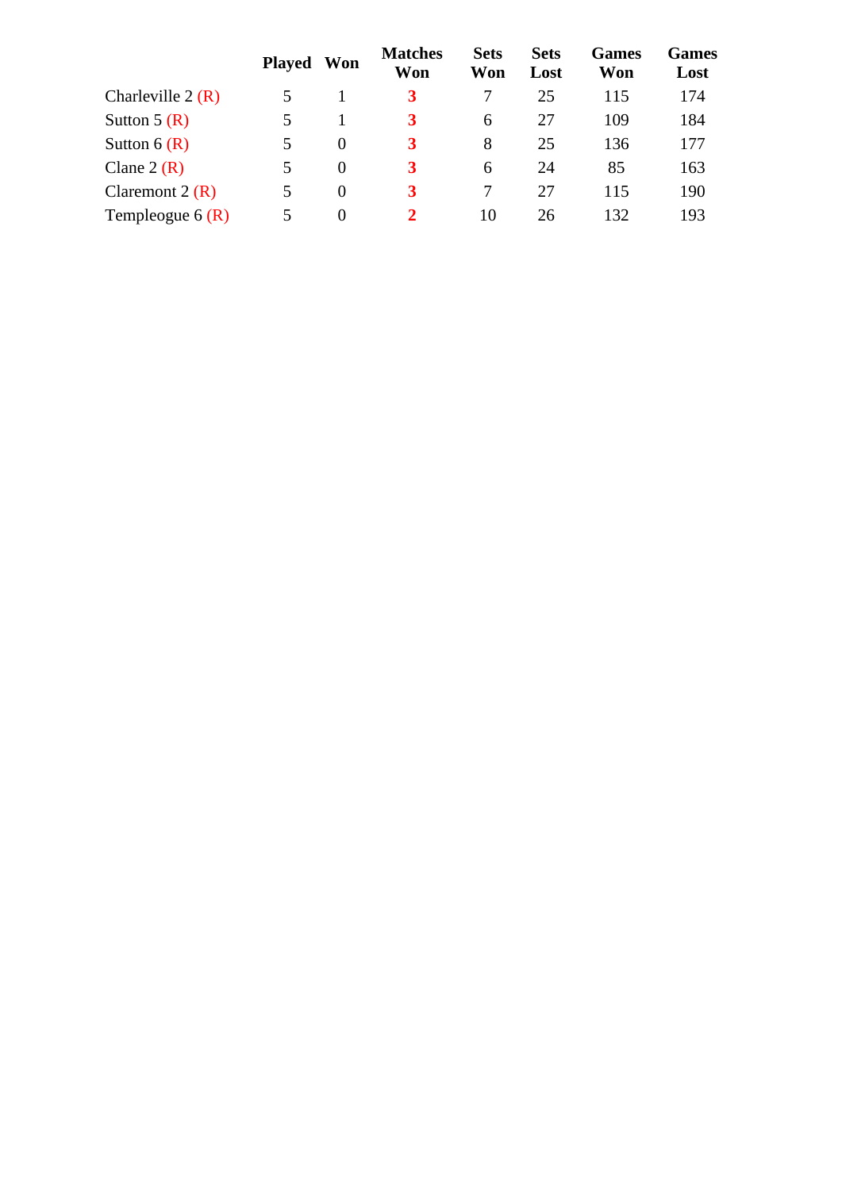| | Played | Won | Matches Won | Sets Won | Sets Lost | Games Won | Games Lost |
|---|---|---|---|---|---|---|---|
| Charleville 2 (R) | 5 | 1 | **3** | 7 | 25 | 115 | 174 |
| Sutton 5 (R) | 5 | 1 | **3** | 6 | 27 | 109 | 184 |
| Sutton 6 (R) | 5 | 0 | **3** | 8 | 25 | 136 | 177 |
| Clane 2 (R) | 5 | 0 | **3** | 6 | 24 | 85 | 163 |
| Claremont 2 (R) | 5 | 0 | **3** | 7 | 27 | 115 | 190 |
| Templeogue 6 (R) | 5 | 0 | **2** | 10 | 26 | 132 | 193 |